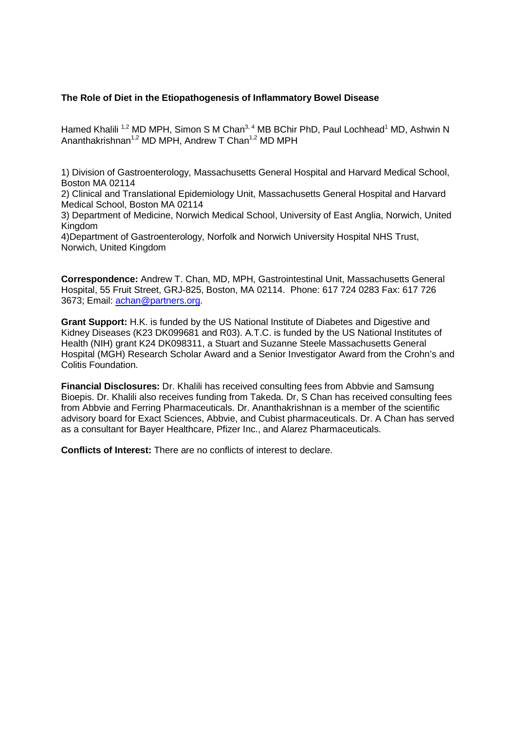# The Role of Diet in the Etiopathogenesis of Inflammatory Bowel Disease

Hamed Khalili [1,2] MD MPH, Simon S M Chan[3,4] MB BChir PhD, Paul Lochhead[1] MD, Ashwin N Ananthakrishnan[1,2] MD MPH, Andrew T Chan[1,2] MD MPH

1) Division of Gastroenterology, Massachusetts General Hospital and Harvard Medical School, Boston MA 02114
2) Clinical and Translational Epidemiology Unit, Massachusetts General Hospital and Harvard Medical School, Boston MA 02114
3) Department of Medicine, Norwich Medical School, University of East Anglia, Norwich, United Kingdom
4)Department of Gastroenterology, Norfolk and Norwich University Hospital NHS Trust, Norwich, United Kingdom

**Correspondence:** Andrew T. Chan, MD, MPH, Gastrointestinal Unit, Massachusetts General Hospital, 55 Fruit Street, GRJ-825, Boston, MA 02114. Phone: 617 724 0283 Fax: 617 726 3673; Email: achan@partners.org.

**Grant Support:** H.K. is funded by the US National Institute of Diabetes and Digestive and Kidney Diseases (K23 DK099681 and R03). A.T.C. is funded by the US National Institutes of Health (NIH) grant K24 DK098311, a Stuart and Suzanne Steele Massachusetts General Hospital (MGH) Research Scholar Award and a Senior Investigator Award from the Crohn's and Colitis Foundation.

**Financial Disclosures:** Dr. Khalili has received consulting fees from Abbvie and Samsung Bioepis. Dr. Khalili also receives funding from Takeda. Dr, S Chan has received consulting fees from Abbvie and Ferring Pharmaceuticals. Dr. Ananthakrishnan is a member of the scientific advisory board for Exact Sciences, Abbvie, and Cubist pharmaceuticals. Dr. A Chan has served as a consultant for Bayer Healthcare, Pfizer Inc., and Alarez Pharmaceuticals.

**Conflicts of Interest:** There are no conflicts of interest to declare.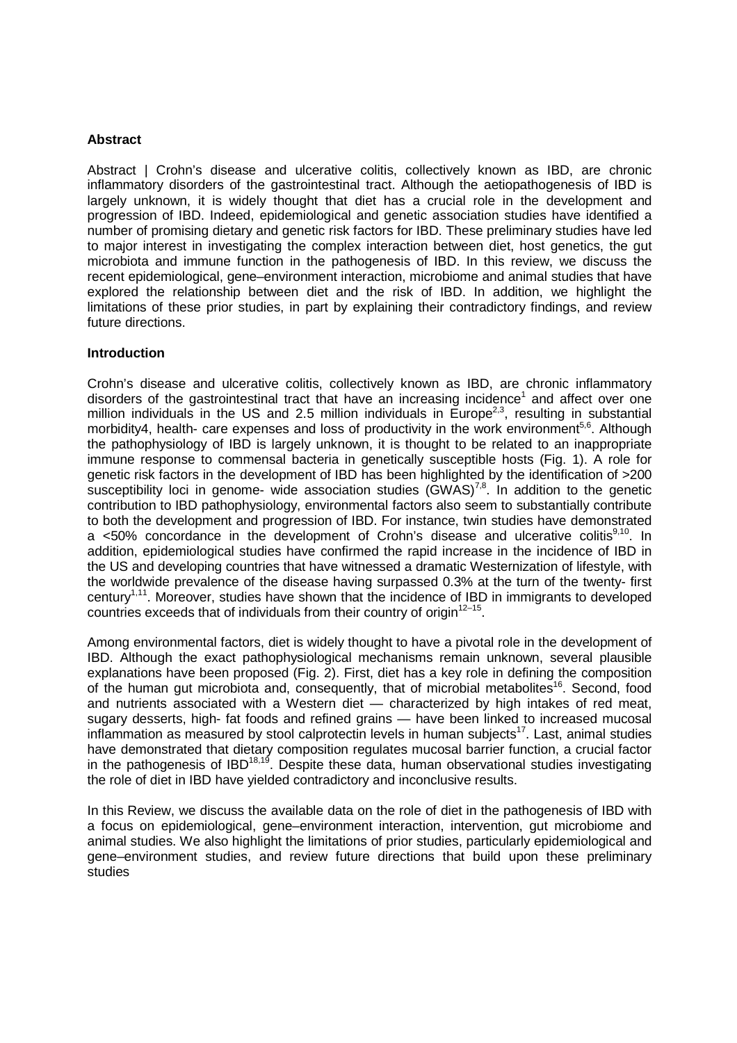## Abstract

Abstract | Crohn's disease and ulcerative colitis, collectively known as IBD, are chronic inflammatory disorders of the gastrointestinal tract. Although the aetiopathogenesis of IBD is largely unknown, it is widely thought that diet has a crucial role in the development and progression of IBD. Indeed, epidemiological and genetic association studies have identified a number of promising dietary and genetic risk factors for IBD. These preliminary studies have led to major interest in investigating the complex interaction between diet, host genetics, the gut microbiota and immune function in the pathogenesis of IBD. In this review, we discuss the recent epidemiological, gene–environment interaction, microbiome and animal studies that have explored the relationship between diet and the risk of IBD. In addition, we highlight the limitations of these prior studies, in part by explaining their contradictory findings, and review future directions.

## Introduction

Crohn's disease and ulcerative colitis, collectively known as IBD, are chronic inflammatory disorders of the gastrointestinal tract that have an increasing incidence[1] and affect over one million individuals in the US and 2.5 million individuals in Europe[2,3], resulting in substantial morbidity4, health- care expenses and loss of productivity in the work environment[5,6]. Although the pathophysiology of IBD is largely unknown, it is thought to be related to an inappropriate immune response to commensal bacteria in genetically susceptible hosts (Fig. 1). A role for genetic risk factors in the development of IBD has been highlighted by the identification of >200 susceptibility loci in genome- wide association studies (GWAS)[7,8]. In addition to the genetic contribution to IBD pathophysiology, environmental factors also seem to substantially contribute to both the development and progression of IBD. For instance, twin studies have demonstrated a <50% concordance in the development of Crohn's disease and ulcerative colitis[9,10]. In addition, epidemiological studies have confirmed the rapid increase in the incidence of IBD in the US and developing countries that have witnessed a dramatic Westernization of lifestyle, with the worldwide prevalence of the disease having surpassed 0.3% at the turn of the twenty- first century[1,11]. Moreover, studies have shown that the incidence of IBD in immigrants to developed countries exceeds that of individuals from their country of origin[12–15].

Among environmental factors, diet is widely thought to have a pivotal role in the development of IBD. Although the exact pathophysiological mechanisms remain unknown, several plausible explanations have been proposed (Fig. 2). First, diet has a key role in defining the composition of the human gut microbiota and, consequently, that of microbial metabolites[16]. Second, food and nutrients associated with a Western diet — characterized by high intakes of red meat, sugary desserts, high- fat foods and refined grains — have been linked to increased mucosal inflammation as measured by stool calprotectin levels in human subjects[17]. Last, animal studies have demonstrated that dietary composition regulates mucosal barrier function, a crucial factor in the pathogenesis of IBD[18,19]. Despite these data, human observational studies investigating the role of diet in IBD have yielded contradictory and inconclusive results.

In this Review, we discuss the available data on the role of diet in the pathogenesis of IBD with a focus on epidemiological, gene–environment interaction, intervention, gut microbiome and animal studies. We also highlight the limitations of prior studies, particularly epidemiological and gene–environment studies, and review future directions that build upon these preliminary studies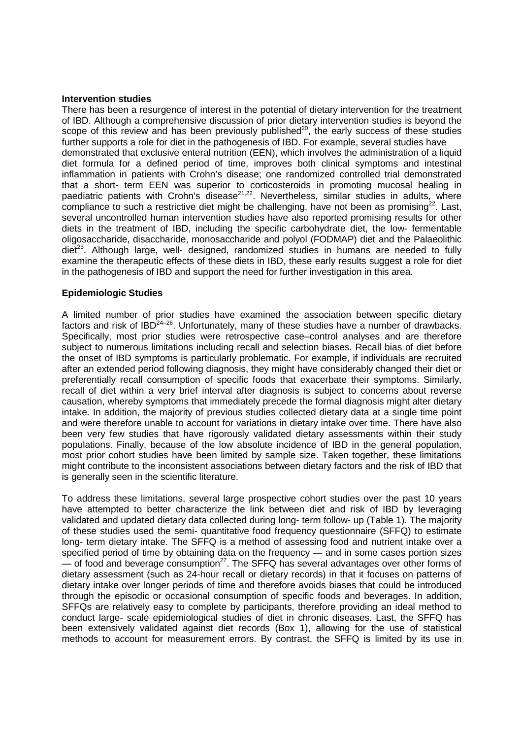**Intervention studies**

There has been a resurgence of interest in the potential of dietary intervention for the treatment of IBD. Although a comprehensive discussion of prior dietary intervention studies is beyond the scope of this review and has been previously published[20], the early success of these studies further supports a role for diet in the pathogenesis of IBD. For example, several studies have demonstrated that exclusive enteral nutrition (EEN), which involves the administration of a liquid diet formula for a defined period of time, improves both clinical symptoms and intestinal inflammation in patients with Crohn's disease; one randomized controlled trial demonstrated that a short- term EEN was superior to corticosteroids in promoting mucosal healing in paediatric patients with Crohn's disease[21,22]. Nevertheless, similar studies in adults, where compliance to such a restrictive diet might be challenging, have not been as promising[22]. Last, several uncontrolled human intervention studies have also reported promising results for other diets in the treatment of IBD, including the specific carbohydrate diet, the low- fermentable oligosaccharide, disaccharide, monosaccharide and polyol (FODMAP) diet and the Palaeolithic diet[23]. Although large, well- designed, randomized studies in humans are needed to fully examine the therapeutic effects of these diets in IBD, these early results suggest a role for diet in the pathogenesis of IBD and support the need for further investigation in this area.

**Epidemiologic Studies**

A limited number of prior studies have examined the association between specific dietary factors and risk of IBD[24–26]. Unfortunately, many of these studies have a number of drawbacks. Specifically, most prior studies were retrospective case–control analyses and are therefore subject to numerous limitations including recall and selection biases. Recall bias of diet before the onset of IBD symptoms is particularly problematic. For example, if individuals are recruited after an extended period following diagnosis, they might have considerably changed their diet or preferentially recall consumption of specific foods that exacerbate their symptoms. Similarly, recall of diet within a very brief interval after diagnosis is subject to concerns about reverse causation, whereby symptoms that immediately precede the formal diagnosis might alter dietary intake. In addition, the majority of previous studies collected dietary data at a single time point and were therefore unable to account for variations in dietary intake over time. There have also been very few studies that have rigorously validated dietary assessments within their study populations. Finally, because of the low absolute incidence of IBD in the general population, most prior cohort studies have been limited by sample size. Taken together, these limitations might contribute to the inconsistent associations between dietary factors and the risk of IBD that is generally seen in the scientific literature.

To address these limitations, several large prospective cohort studies over the past 10 years have attempted to better characterize the link between diet and risk of IBD by leveraging validated and updated dietary data collected during long- term follow- up (Table 1). The majority of these studies used the semi- quantitative food frequency questionnaire (SFFQ) to estimate long- term dietary intake. The SFFQ is a method of assessing food and nutrient intake over a specified period of time by obtaining data on the frequency — and in some cases portion sizes — of food and beverage consumption[27]. The SFFQ has several advantages over other forms of dietary assessment (such as 24-hour recall or dietary records) in that it focuses on patterns of dietary intake over longer periods of time and therefore avoids biases that could be introduced through the episodic or occasional consumption of specific foods and beverages. In addition, SFFQs are relatively easy to complete by participants, therefore providing an ideal method to conduct large- scale epidemiological studies of diet in chronic diseases. Last, the SFFQ has been extensively validated against diet records (Box 1), allowing for the use of statistical methods to account for measurement errors. By contrast, the SFFQ is limited by its use in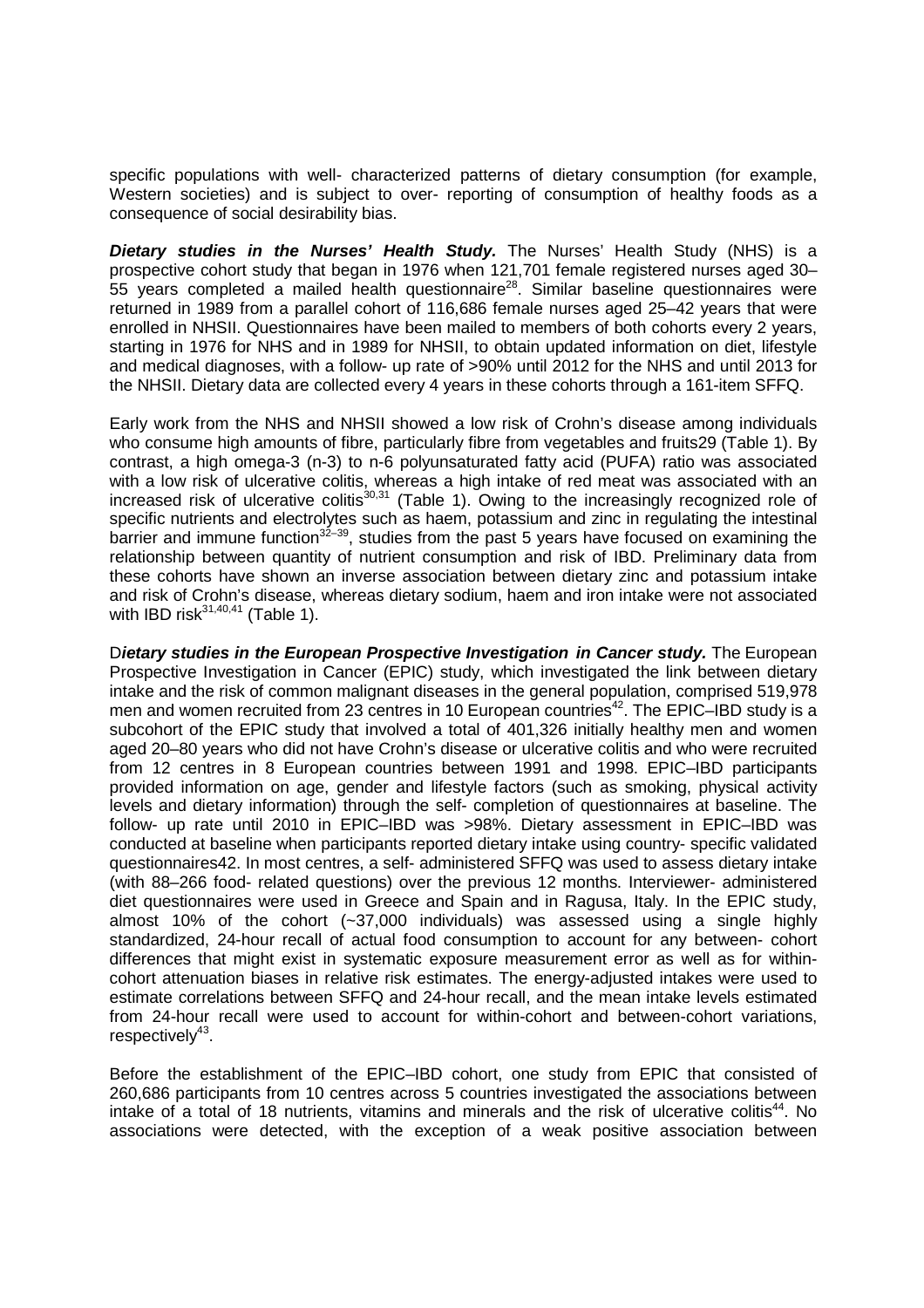specific populations with well- characterized patterns of dietary consumption (for example, Western societies) and is subject to over- reporting of consumption of healthy foods as a consequence of social desirability bias.

***Dietary studies in the Nurses' Health Study.*** The Nurses' Health Study (NHS) is a prospective cohort study that began in 1976 when 121,701 female registered nurses aged 30–55 years completed a mailed health questionnaire[28]. Similar baseline questionnaires were returned in 1989 from a parallel cohort of 116,686 female nurses aged 25–42 years that were enrolled in NHSII. Questionnaires have been mailed to members of both cohorts every 2 years, starting in 1976 for NHS and in 1989 for NHSII, to obtain updated information on diet, lifestyle and medical diagnoses, with a follow- up rate of >90% until 2012 for the NHS and until 2013 for the NHSII. Dietary data are collected every 4 years in these cohorts through a 161-item SFFQ.

Early work from the NHS and NHSII showed a low risk of Crohn's disease among individuals who consume high amounts of fibre, particularly fibre from vegetables and fruits29 (Table 1). By contrast, a high omega-3 (n-3) to n-6 polyunsaturated fatty acid (PUFA) ratio was associated with a low risk of ulcerative colitis, whereas a high intake of red meat was associated with an increased risk of ulcerative colitis[30,31] (Table 1). Owing to the increasingly recognized role of specific nutrients and electrolytes such as haem, potassium and zinc in regulating the intestinal barrier and immune function[32–39], studies from the past 5 years have focused on examining the relationship between quantity of nutrient consumption and risk of IBD. Preliminary data from these cohorts have shown an inverse association between dietary zinc and potassium intake and risk of Crohn's disease, whereas dietary sodium, haem and iron intake were not associated with IBD risk[31,40,41] (Table 1).

**D*ietary studies in the European Prospective Investigation in Cancer study.*** The European Prospective Investigation in Cancer (EPIC) study, which investigated the link between dietary intake and the risk of common malignant diseases in the general population, comprised 519,978 men and women recruited from 23 centres in 10 European countries[42]. The EPIC–IBD study is a subcohort of the EPIC study that involved a total of 401,326 initially healthy men and women aged 20–80 years who did not have Crohn's disease or ulcerative colitis and who were recruited from 12 centres in 8 European countries between 1991 and 1998. EPIC–IBD participants provided information on age, gender and lifestyle factors (such as smoking, physical activity levels and dietary information) through the self- completion of questionnaires at baseline. The follow- up rate until 2010 in EPIC–IBD was >98%. Dietary assessment in EPIC–IBD was conducted at baseline when participants reported dietary intake using country- specific validated questionnaires42. In most centres, a self- administered SFFQ was used to assess dietary intake (with 88–266 food- related questions) over the previous 12 months. Interviewer- administered diet questionnaires were used in Greece and Spain and in Ragusa, Italy. In the EPIC study, almost 10% of the cohort (~37,000 individuals) was assessed using a single highly standardized, 24-hour recall of actual food consumption to account for any between- cohort differences that might exist in systematic exposure measurement error as well as for within-cohort attenuation biases in relative risk estimates. The energy-adjusted intakes were used to estimate correlations between SFFQ and 24-hour recall, and the mean intake levels estimated from 24-hour recall were used to account for within-cohort and between-cohort variations, respectively[43].

Before the establishment of the EPIC–IBD cohort, one study from EPIC that consisted of 260,686 participants from 10 centres across 5 countries investigated the associations between intake of a total of 18 nutrients, vitamins and minerals and the risk of ulcerative colitis[44]. No associations were detected, with the exception of a weak positive association between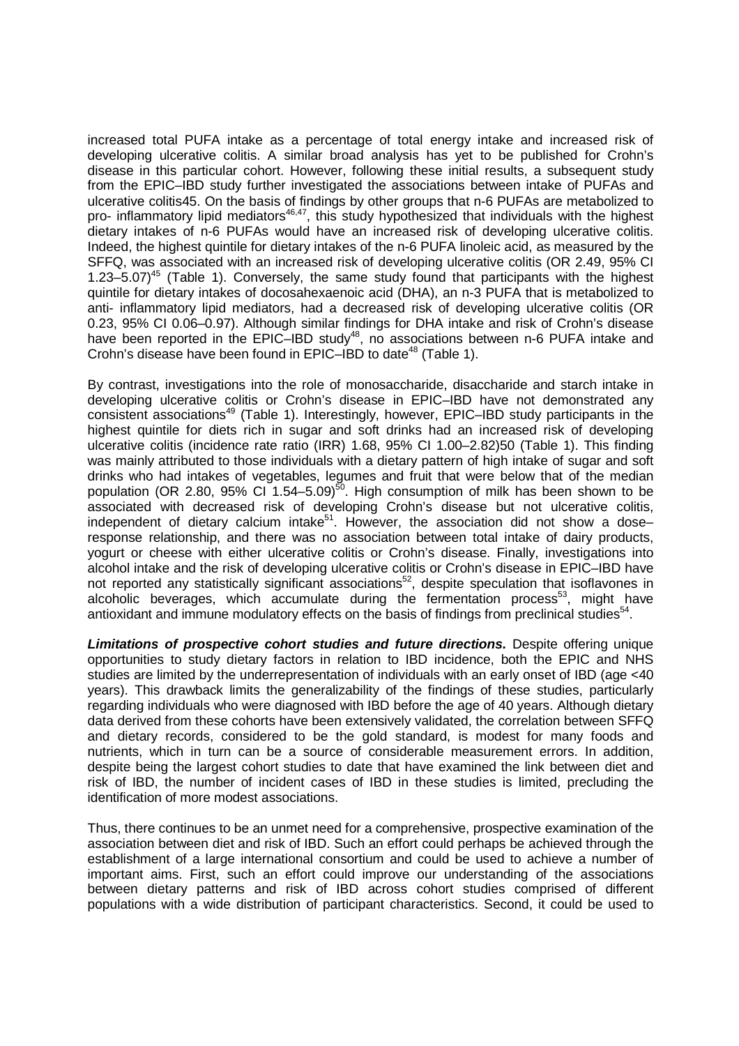increased total PUFA intake as a percentage of total energy intake and increased risk of developing ulcerative colitis. A similar broad analysis has yet to be published for Crohn's disease in this particular cohort. However, following these initial results, a subsequent study from the EPIC–IBD study further investigated the associations between intake of PUFAs and ulcerative colitis45. On the basis of findings by other groups that n-6 PUFAs are metabolized to pro- inflammatory lipid mediators[46,47], this study hypothesized that individuals with the highest dietary intakes of n-6 PUFAs would have an increased risk of developing ulcerative colitis. Indeed, the highest quintile for dietary intakes of the n-6 PUFA linoleic acid, as measured by the SFFQ, was associated with an increased risk of developing ulcerative colitis (OR 2.49, 95% CI 1.23–5.07)[45] (Table 1). Conversely, the same study found that participants with the highest quintile for dietary intakes of docosahexaenoic acid (DHA), an n-3 PUFA that is metabolized to anti- inflammatory lipid mediators, had a decreased risk of developing ulcerative colitis (OR 0.23, 95% CI 0.06–0.97). Although similar findings for DHA intake and risk of Crohn's disease have been reported in the EPIC–IBD study[48], no associations between n-6 PUFA intake and Crohn's disease have been found in EPIC–IBD to date[48] (Table 1).

By contrast, investigations into the role of monosaccharide, disaccharide and starch intake in developing ulcerative colitis or Crohn's disease in EPIC–IBD have not demonstrated any consistent associations[49] (Table 1). Interestingly, however, EPIC–IBD study participants in the highest quintile for diets rich in sugar and soft drinks had an increased risk of developing ulcerative colitis (incidence rate ratio (IRR) 1.68, 95% CI 1.00–2.82)50 (Table 1). This finding was mainly attributed to those individuals with a dietary pattern of high intake of sugar and soft drinks who had intakes of vegetables, legumes and fruit that were below that of the median population (OR 2.80, 95% CI 1.54–5.09)[50]. High consumption of milk has been shown to be associated with decreased risk of developing Crohn's disease but not ulcerative colitis, independent of dietary calcium intake[51]. However, the association did not show a dose–response relationship, and there was no association between total intake of dairy products, yogurt or cheese with either ulcerative colitis or Crohn's disease. Finally, investigations into alcohol intake and the risk of developing ulcerative colitis or Crohn's disease in EPIC–IBD have not reported any statistically significant associations[52], despite speculation that isoflavones in alcoholic beverages, which accumulate during the fermentation process[53], might have antioxidant and immune modulatory effects on the basis of findings from preclinical studies[54].

***Limitations of prospective cohort studies and future directions.*** Despite offering unique opportunities to study dietary factors in relation to IBD incidence, both the EPIC and NHS studies are limited by the underrepresentation of individuals with an early onset of IBD (age <40 years). This drawback limits the generalizability of the findings of these studies, particularly regarding individuals who were diagnosed with IBD before the age of 40 years. Although dietary data derived from these cohorts have been extensively validated, the correlation between SFFQ and dietary records, considered to be the gold standard, is modest for many foods and nutrients, which in turn can be a source of considerable measurement errors. In addition, despite being the largest cohort studies to date that have examined the link between diet and risk of IBD, the number of incident cases of IBD in these studies is limited, precluding the identification of more modest associations.

Thus, there continues to be an unmet need for a comprehensive, prospective examination of the association between diet and risk of IBD. Such an effort could perhaps be achieved through the establishment of a large international consortium and could be used to achieve a number of important aims. First, such an effort could improve our understanding of the associations between dietary patterns and risk of IBD across cohort studies comprised of different populations with a wide distribution of participant characteristics. Second, it could be used to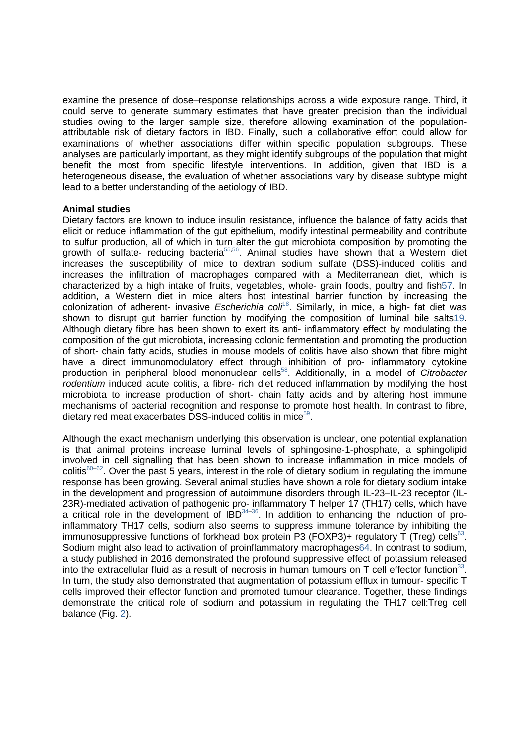examine the presence of dose–response relationships across a wide exposure range. Third, it could serve to generate summary estimates that have greater precision than the individual studies owing to the larger sample size, therefore allowing examination of the population-attributable risk of dietary factors in IBD. Finally, such a collaborative effort could allow for examinations of whether associations differ within specific population subgroups. These analyses are particularly important, as they might identify subgroups of the population that might benefit the most from specific lifestyle interventions. In addition, given that IBD is a heterogeneous disease, the evaluation of whether associations vary by disease subtype might lead to a better understanding of the aetiology of IBD.

**Animal studies**

Dietary factors are known to induce insulin resistance, influence the balance of fatty acids that elicit or reduce inflammation of the gut epithelium, modify intestinal permeability and contribute to sulfur production, all of which in turn alter the gut microbiota composition by promoting the growth of sulfate- reducing bacteria[55,56]. Animal studies have shown that a Western diet increases the susceptibility of mice to dextran sodium sulfate (DSS)-induced colitis and increases the infiltration of macrophages compared with a Mediterranean diet, which is characterized by a high intake of fruits, vegetables, whole- grain foods, poultry and fish57. In addition, a Western diet in mice alters host intestinal barrier function by increasing the colonization of adherent- invasive *Escherichia coli*[18]. Similarly, in mice, a high- fat diet was shown to disrupt gut barrier function by modifying the composition of luminal bile salts19. Although dietary fibre has been shown to exert its anti- inflammatory effect by modulating the composition of the gut microbiota, increasing colonic fermentation and promoting the production of short- chain fatty acids, studies in mouse models of colitis have also shown that fibre might have a direct immunomodulatory effect through inhibition of pro- inflammatory cytokine production in peripheral blood mononuclear cells[58]. Additionally, in a model of *Citrobacter rodentium* induced acute colitis, a fibre- rich diet reduced inflammation by modifying the host microbiota to increase production of short- chain fatty acids and by altering host immune mechanisms of bacterial recognition and response to promote host health. In contrast to fibre, dietary red meat exacerbates DSS-induced colitis in mice[59].

Although the exact mechanism underlying this observation is unclear, one potential explanation is that animal proteins increase luminal levels of sphingosine-1-phosphate, a sphingolipid involved in cell signalling that has been shown to increase inflammation in mice models of colitis[60–62]. Over the past 5 years, interest in the role of dietary sodium in regulating the immune response has been growing. Several animal studies have shown a role for dietary sodium intake in the development and progression of autoimmune disorders through IL-23–IL-23 receptor (IL-23R)-mediated activation of pathogenic pro- inflammatory T helper 17 (TH17) cells, which have a critical role in the development of IBD[34–36]. In addition to enhancing the induction of pro-inflammatory TH17 cells, sodium also seems to suppress immune tolerance by inhibiting the immunosuppressive functions of forkhead box protein P3 (FOXP3)+ regulatory T (Treg) cells[63]. Sodium might also lead to activation of proinflammatory macrophages64. In contrast to sodium, a study published in 2016 demonstrated the profound suppressive effect of potassium released into the extracellular fluid as a result of necrosis in human tumours on T cell effector function[33]. In turn, the study also demonstrated that augmentation of potassium efflux in tumour- specific T cells improved their effector function and promoted tumour clearance. Together, these findings demonstrate the critical role of sodium and potassium in regulating the TH17 cell:Treg cell balance (Fig. 2).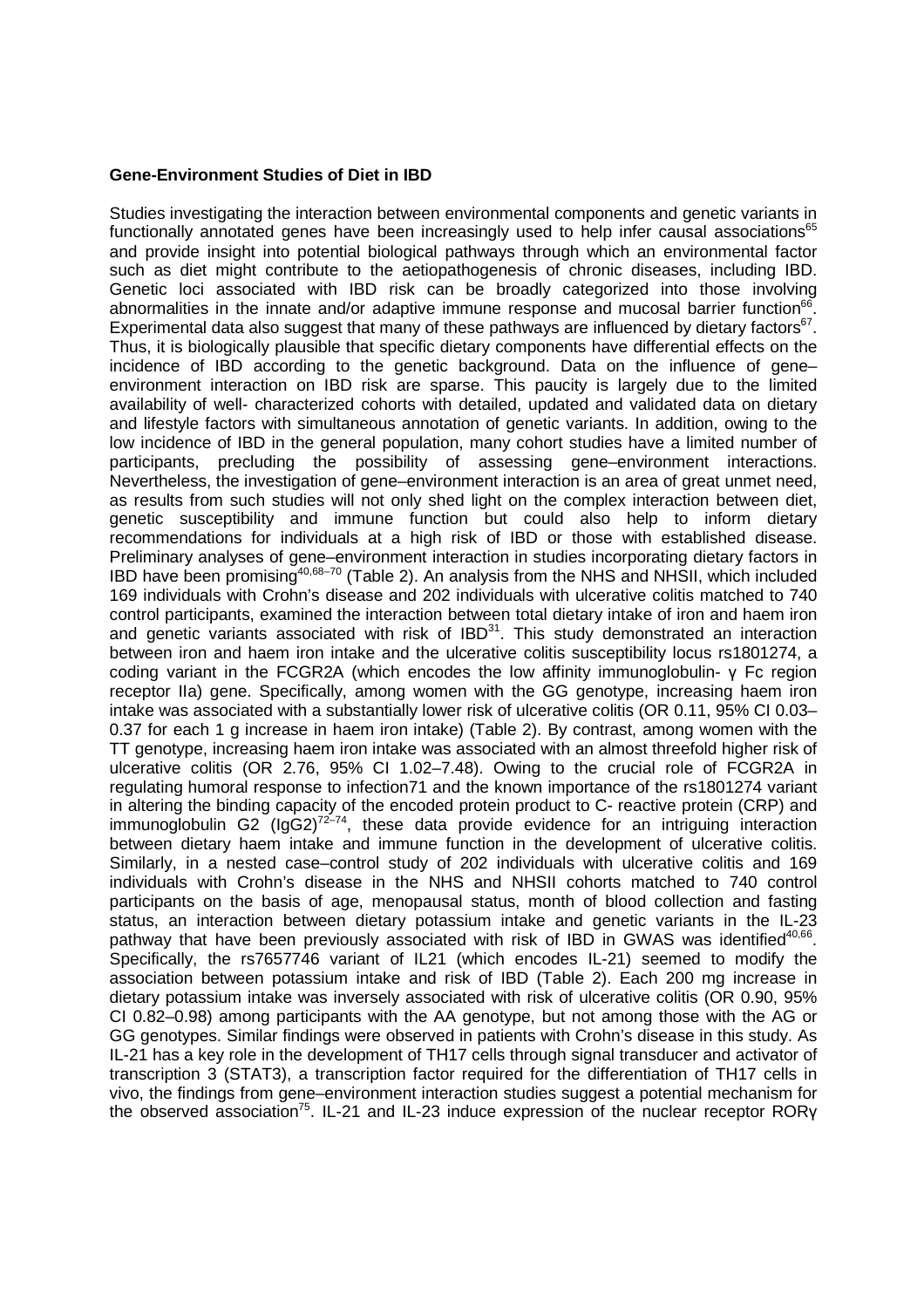**Gene-Environment Studies of Diet in IBD**

Studies investigating the interaction between environmental components and genetic variants in functionally annotated genes have been increasingly used to help infer causal associations[65] and provide insight into potential biological pathways through which an environmental factor such as diet might contribute to the aetiopathogenesis of chronic diseases, including IBD. Genetic loci associated with IBD risk can be broadly categorized into those involving abnormalities in the innate and/or adaptive immune response and mucosal barrier function[66]. Experimental data also suggest that many of these pathways are influenced by dietary factors[67]. Thus, it is biologically plausible that specific dietary components have differential effects on the incidence of IBD according to the genetic background. Data on the influence of gene–environment interaction on IBD risk are sparse. This paucity is largely due to the limited availability of well- characterized cohorts with detailed, updated and validated data on dietary and lifestyle factors with simultaneous annotation of genetic variants. In addition, owing to the low incidence of IBD in the general population, many cohort studies have a limited number of participants, precluding the possibility of assessing gene–environment interactions. Nevertheless, the investigation of gene–environment interaction is an area of great unmet need, as results from such studies will not only shed light on the complex interaction between diet, genetic susceptibility and immune function but could also help to inform dietary recommendations for individuals at a high risk of IBD or those with established disease. Preliminary analyses of gene–environment interaction in studies incorporating dietary factors in IBD have been promising[40,68–70] (Table 2). An analysis from the NHS and NHSII, which included 169 individuals with Crohn's disease and 202 individuals with ulcerative colitis matched to 740 control participants, examined the interaction between total dietary intake of iron and haem iron and genetic variants associated with risk of IBD[31]. This study demonstrated an interaction between iron and haem iron intake and the ulcerative colitis susceptibility locus rs1801274, a coding variant in the FCGR2A (which encodes the low affinity immunoglobulin- γ Fc region receptor IIa) gene. Specifically, among women with the GG genotype, increasing haem iron intake was associated with a substantially lower risk of ulcerative colitis (OR 0.11, 95% CI 0.03–0.37 for each 1 g increase in haem iron intake) (Table 2). By contrast, among women with the TT genotype, increasing haem iron intake was associated with an almost threefold higher risk of ulcerative colitis (OR 2.76, 95% CI 1.02–7.48). Owing to the crucial role of FCGR2A in regulating humoral response to infection71 and the known importance of the rs1801274 variant in altering the binding capacity of the encoded protein product to C- reactive protein (CRP) and immunoglobulin G2 (IgG2)[72–74], these data provide evidence for an intriguing interaction between dietary haem intake and immune function in the development of ulcerative colitis. Similarly, in a nested case–control study of 202 individuals with ulcerative colitis and 169 individuals with Crohn's disease in the NHS and NHSII cohorts matched to 740 control participants on the basis of age, menopausal status, month of blood collection and fasting status, an interaction between dietary potassium intake and genetic variants in the IL-23 pathway that have been previously associated with risk of IBD in GWAS was identified[40,66]. Specifically, the rs7657746 variant of IL21 (which encodes IL-21) seemed to modify the association between potassium intake and risk of IBD (Table 2). Each 200 mg increase in dietary potassium intake was inversely associated with risk of ulcerative colitis (OR 0.90, 95% CI 0.82–0.98) among participants with the AA genotype, but not among those with the AG or GG genotypes. Similar findings were observed in patients with Crohn's disease in this study. As IL-21 has a key role in the development of TH17 cells through signal transducer and activator of transcription 3 (STAT3), a transcription factor required for the differentiation of TH17 cells in vivo, the findings from gene–environment interaction studies suggest a potential mechanism for the observed association[75]. IL-21 and IL-23 induce expression of the nuclear receptor RORγ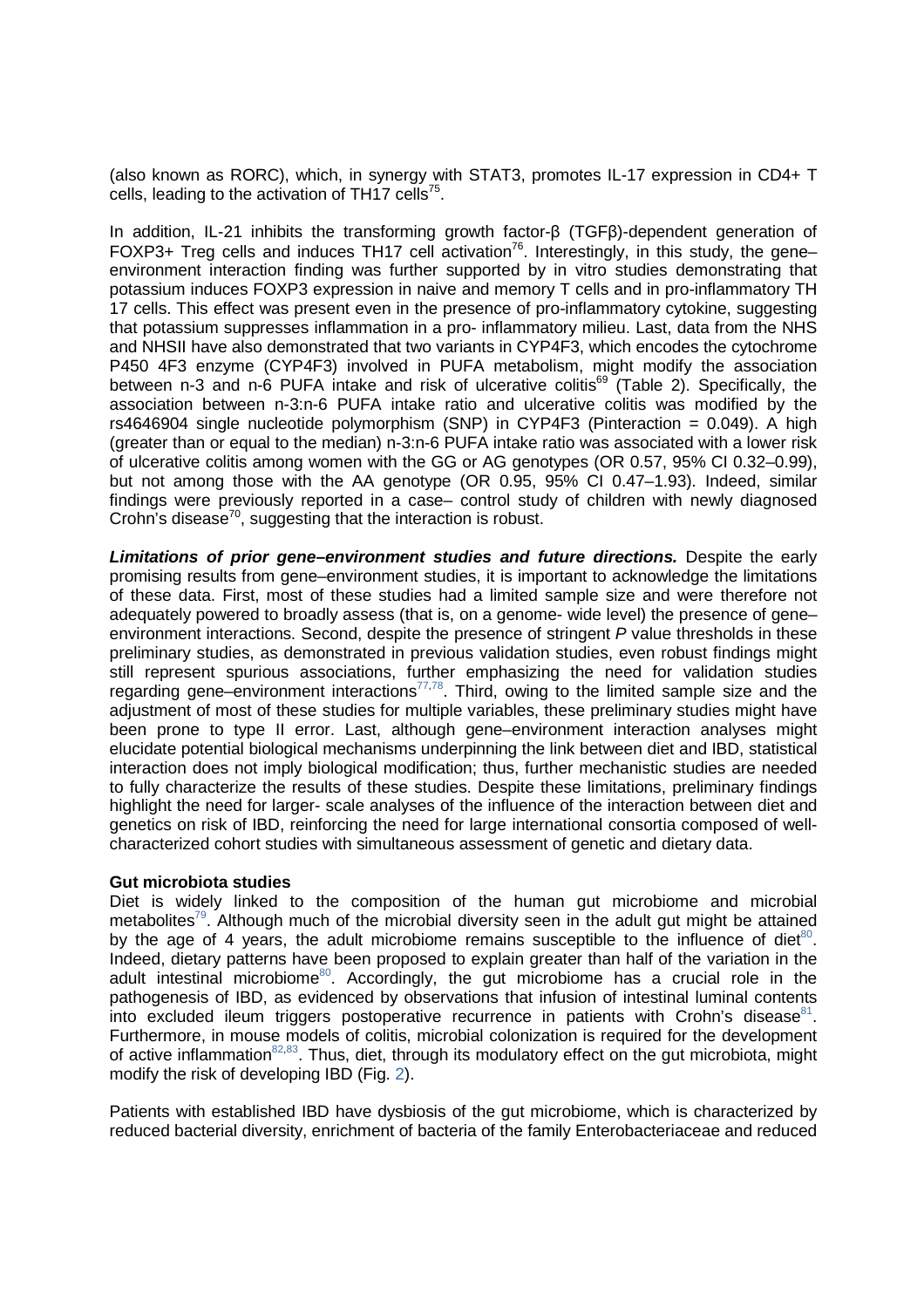(also known as RORC), which, in synergy with STAT3, promotes IL-17 expression in CD4+ T cells, leading to the activation of TH17 cells[75].

In addition, IL-21 inhibits the transforming growth factor-β (TGFβ)-dependent generation of FOXP3+ Treg cells and induces TH17 cell activation[76]. Interestingly, in this study, the gene–environment interaction finding was further supported by in vitro studies demonstrating that potassium induces FOXP3 expression in naive and memory T cells and in pro-inflammatory TH 17 cells. This effect was present even in the presence of pro-inflammatory cytokine, suggesting that potassium suppresses inflammation in a pro- inflammatory milieu. Last, data from the NHS and NHSII have also demonstrated that two variants in CYP4F3, which encodes the cytochrome P450 4F3 enzyme (CYP4F3) involved in PUFA metabolism, might modify the association between n-3 and n-6 PUFA intake and risk of ulcerative colitis[69] (Table 2). Specifically, the association between n-3:n-6 PUFA intake ratio and ulcerative colitis was modified by the rs4646904 single nucleotide polymorphism (SNP) in CYP4F3 ($P_{interaction}$ = 0.049). A high (greater than or equal to the median) n-3:n-6 PUFA intake ratio was associated with a lower risk of ulcerative colitis among women with the GG or AG genotypes (OR 0.57, 95% CI 0.32–0.99), but not among those with the AA genotype (OR 0.95, 95% CI 0.47–1.93). Indeed, similar findings were previously reported in a case– control study of children with newly diagnosed Crohn's disease[70], suggesting that the interaction is robust.

***Limitations of prior gene–environment studies and future directions.*** Despite the early promising results from gene–environment studies, it is important to acknowledge the limitations of these data. First, most of these studies had a limited sample size and were therefore not adequately powered to broadly assess (that is, on a genome- wide level) the presence of gene–environment interactions. Second, despite the presence of stringent *P* value thresholds in these preliminary studies, as demonstrated in previous validation studies, even robust findings might still represent spurious associations, further emphasizing the need for validation studies regarding gene–environment interactions[77,78]. Third, owing to the limited sample size and the adjustment of most of these studies for multiple variables, these preliminary studies might have been prone to type II error. Last, although gene–environment interaction analyses might elucidate potential biological mechanisms underpinning the link between diet and IBD, statistical interaction does not imply biological modification; thus, further mechanistic studies are needed to fully characterize the results of these studies. Despite these limitations, preliminary findings highlight the need for larger- scale analyses of the influence of the interaction between diet and genetics on risk of IBD, reinforcing the need for large international consortia composed of well-characterized cohort studies with simultaneous assessment of genetic and dietary data.

**Gut microbiota studies**

Diet is widely linked to the composition of the human gut microbiome and microbial metabolites[79]. Although much of the microbial diversity seen in the adult gut might be attained by the age of 4 years, the adult microbiome remains susceptible to the influence of diet[80]. Indeed, dietary patterns have been proposed to explain greater than half of the variation in the adult intestinal microbiome[80]. Accordingly, the gut microbiome has a crucial role in the pathogenesis of IBD, as evidenced by observations that infusion of intestinal luminal contents into excluded ileum triggers postoperative recurrence in patients with Crohn's disease[81]. Furthermore, in mouse models of colitis, microbial colonization is required for the development of active inflammation[82,83]. Thus, diet, through its modulatory effect on the gut microbiota, might modify the risk of developing IBD (Fig. 2).

Patients with established IBD have dysbiosis of the gut microbiome, which is characterized by reduced bacterial diversity, enrichment of bacteria of the family Enterobacteriaceae and reduced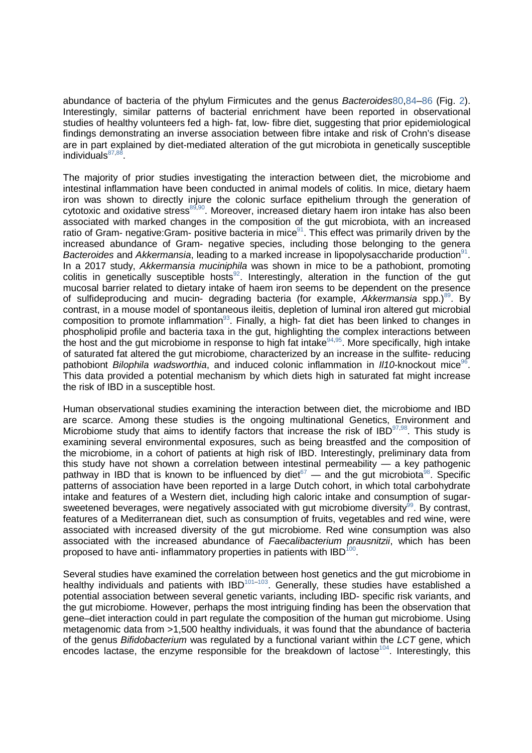abundance of bacteria of the phylum Firmicutes and the genus *Bacteroides*[80,84–86] (Fig. 2). Interestingly, similar patterns of bacterial enrichment have been reported in observational studies of healthy volunteers fed a high- fat, low- fibre diet, suggesting that prior epidemiological findings demonstrating an inverse association between fibre intake and risk of Crohn's disease are in part explained by diet-mediated alteration of the gut microbiota in genetically susceptible individuals[87,88].

The majority of prior studies investigating the interaction between diet, the microbiome and intestinal inflammation have been conducted in animal models of colitis. In mice, dietary haem iron was shown to directly injure the colonic surface epithelium through the generation of cytotoxic and oxidative stress[89,90]. Moreover, increased dietary haem iron intake has also been associated with marked changes in the composition of the gut microbiota, with an increased ratio of Gram- negative:Gram- positive bacteria in mice[91]. This effect was primarily driven by the increased abundance of Gram- negative species, including those belonging to the genera *Bacteroides* and *Akkermansia*, leading to a marked increase in lipopolysaccharide production[91]. In a 2017 study, *Akkermansia muciniphila* was shown in mice to be a pathobiont, promoting colitis in genetically susceptible hosts[92]. Interestingly, alteration in the function of the gut mucosal barrier related to dietary intake of haem iron seems to be dependent on the presence of sulfideproducing and mucin- degrading bacteria (for example, *Akkermansia* spp.)[89]. By contrast, in a mouse model of spontaneous ileitis, depletion of luminal iron altered gut microbial composition to promote inflammation[93]. Finally, a high- fat diet has been linked to changes in phospholipid profile and bacteria taxa in the gut, highlighting the complex interactions between the host and the gut microbiome in response to high fat intake[94,95]. More specifically, high intake of saturated fat altered the gut microbiome, characterized by an increase in the sulfite- reducing pathobiont *Bilophila wadsworthia*, and induced colonic inflammation in *Il10*-knockout mice[96]. This data provided a potential mechanism by which diets high in saturated fat might increase the risk of IBD in a susceptible host.

Human observational studies examining the interaction between diet, the microbiome and IBD are scarce. Among these studies is the ongoing multinational Genetics, Environment and Microbiome study that aims to identify factors that increase the risk of IBD[97,98]. This study is examining several environmental exposures, such as being breastfed and the composition of the microbiome, in a cohort of patients at high risk of IBD. Interestingly, preliminary data from this study have not shown a correlation between intestinal permeability — a key pathogenic pathway in IBD that is known to be influenced by diet[67] — and the gut microbiota[98]. Specific patterns of association have been reported in a large Dutch cohort, in which total carbohydrate intake and features of a Western diet, including high caloric intake and consumption of sugar-sweetened beverages, were negatively associated with gut microbiome diversity[99]. By contrast, features of a Mediterranean diet, such as consumption of fruits, vegetables and red wine, were associated with increased diversity of the gut microbiome. Red wine consumption was also associated with the increased abundance of *Faecalibacterium prausnitzii*, which has been proposed to have anti- inflammatory properties in patients with IBD[100].

Several studies have examined the correlation between host genetics and the gut microbiome in healthy individuals and patients with IBD[101–103]. Generally, these studies have established a potential association between several genetic variants, including IBD- specific risk variants, and the gut microbiome. However, perhaps the most intriguing finding has been the observation that gene–diet interaction could in part regulate the composition of the human gut microbiome. Using metagenomic data from >1,500 healthy individuals, it was found that the abundance of bacteria of the genus *Bifidobacterium* was regulated by a functional variant within the *LCT* gene, which encodes lactase, the enzyme responsible for the breakdown of lactose[104]. Interestingly, this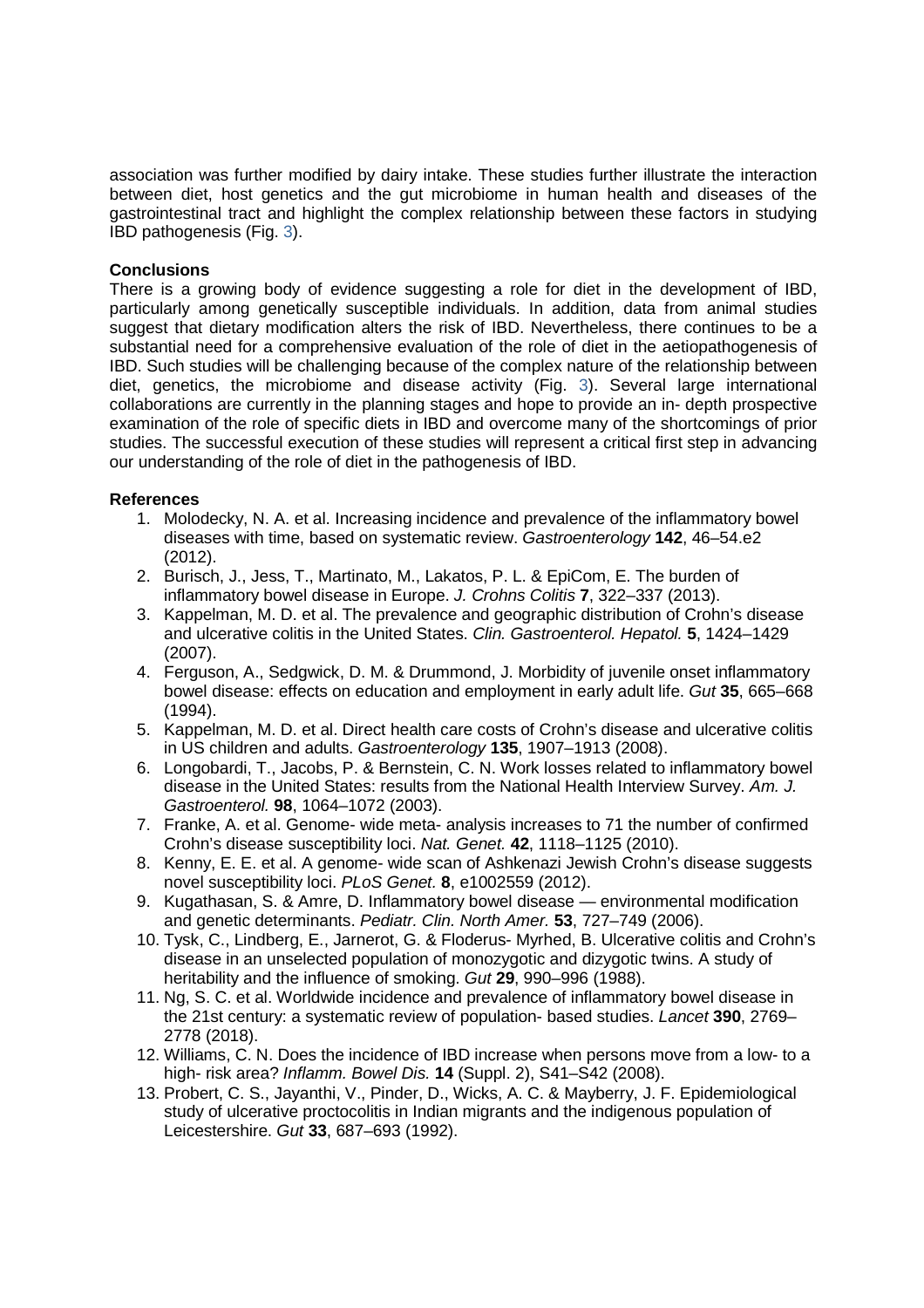association was further modified by dairy intake. These studies further illustrate the interaction between diet, host genetics and the gut microbiome in human health and diseases of the gastrointestinal tract and highlight the complex relationship between these factors in studying IBD pathogenesis (Fig. 3).

**Conclusions**

There is a growing body of evidence suggesting a role for diet in the development of IBD, particularly among genetically susceptible individuals. In addition, data from animal studies suggest that dietary modification alters the risk of IBD. Nevertheless, there continues to be a substantial need for a comprehensive evaluation of the role of diet in the aetiopathogenesis of IBD. Such studies will be challenging because of the complex nature of the relationship between diet, genetics, the microbiome and disease activity (Fig. 3). Several large international collaborations are currently in the planning stages and hope to provide an in- depth prospective examination of the role of specific diets in IBD and overcome many of the shortcomings of prior studies. The successful execution of these studies will represent a critical first step in advancing our understanding of the role of diet in the pathogenesis of IBD.

**References**

1. Molodecky, N. A. et al. Increasing incidence and prevalence of the inflammatory bowel diseases with time, based on systematic review. *Gastroenterology* **142**, 46–54.e2 (2012).
2. Burisch, J., Jess, T., Martinato, M., Lakatos, P. L. & EpiCom, E. The burden of inflammatory bowel disease in Europe. *J. Crohns Colitis* **7**, 322–337 (2013).
3. Kappelman, M. D. et al. The prevalence and geographic distribution of Crohn's disease and ulcerative colitis in the United States. *Clin. Gastroenterol. Hepatol.* **5**, 1424–1429 (2007).
4. Ferguson, A., Sedgwick, D. M. & Drummond, J. Morbidity of juvenile onset inflammatory bowel disease: effects on education and employment in early adult life. *Gut* **35**, 665–668 (1994).
5. Kappelman, M. D. et al. Direct health care costs of Crohn's disease and ulcerative colitis in US children and adults. *Gastroenterology* **135**, 1907–1913 (2008).
6. Longobardi, T., Jacobs, P. & Bernstein, C. N. Work losses related to inflammatory bowel disease in the United States: results from the National Health Interview Survey. *Am. J. Gastroenterol.* **98**, 1064–1072 (2003).
7. Franke, A. et al. Genome- wide meta- analysis increases to 71 the number of confirmed Crohn's disease susceptibility loci. *Nat. Genet.* **42**, 1118–1125 (2010).
8. Kenny, E. E. et al. A genome- wide scan of Ashkenazi Jewish Crohn's disease suggests novel susceptibility loci. *PLoS Genet.* **8**, e1002559 (2012).
9. Kugathasan, S. & Amre, D. Inflammatory bowel disease — environmental modification and genetic determinants. *Pediatr. Clin. North Amer.* **53**, 727–749 (2006).
10. Tysk, C., Lindberg, E., Jarnerot, G. & Floderus- Myrhed, B. Ulcerative colitis and Crohn's disease in an unselected population of monozygotic and dizygotic twins. A study of heritability and the influence of smoking. *Gut* **29**, 990–996 (1988).
11. Ng, S. C. et al. Worldwide incidence and prevalence of inflammatory bowel disease in the 21st century: a systematic review of population- based studies. *Lancet* **390**, 2769–2778 (2018).
12. Williams, C. N. Does the incidence of IBD increase when persons move from a low- to a high- risk area? *Inflamm. Bowel Dis.* **14** (Suppl. 2), S41–S42 (2008).
13. Probert, C. S., Jayanthi, V., Pinder, D., Wicks, A. C. & Mayberry, J. F. Epidemiological study of ulcerative proctocolitis in Indian migrants and the indigenous population of Leicestershire. *Gut* **33**, 687–693 (1992).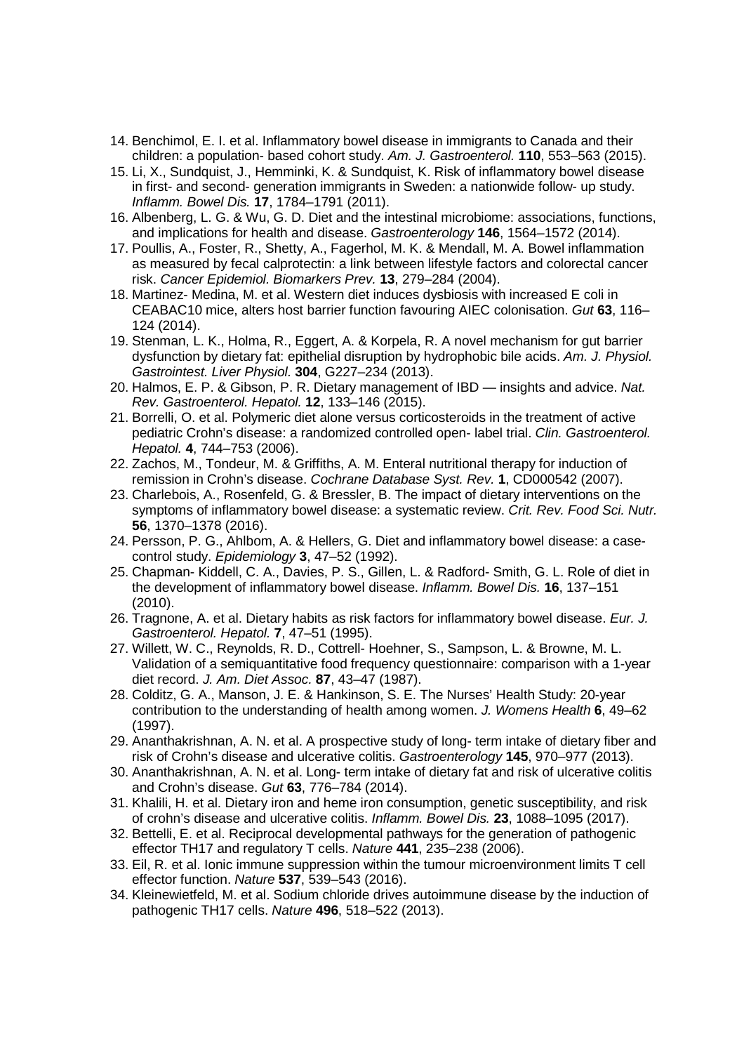14. Benchimol, E. I. et al. Inflammatory bowel disease in immigrants to Canada and their children: a population- based cohort study. *Am. J. Gastroenterol.* **110**, 553–563 (2015).
15. Li, X., Sundquist, J., Hemminki, K. & Sundquist, K. Risk of inflammatory bowel disease in first- and second- generation immigrants in Sweden: a nationwide follow- up study. *Inflamm. Bowel Dis.* **17**, 1784–1791 (2011).
16. Albenberg, L. G. & Wu, G. D. Diet and the intestinal microbiome: associations, functions, and implications for health and disease. *Gastroenterology* **146**, 1564–1572 (2014).
17. Poullis, A., Foster, R., Shetty, A., Fagerhol, M. K. & Mendall, M. A. Bowel inflammation as measured by fecal calprotectin: a link between lifestyle factors and colorectal cancer risk. *Cancer Epidemiol. Biomarkers Prev.* **13**, 279–284 (2004).
18. Martinez- Medina, M. et al. Western diet induces dysbiosis with increased E coli in CEABAC10 mice, alters host barrier function favouring AIEC colonisation. *Gut* **63**, 116–124 (2014).
19. Stenman, L. K., Holma, R., Eggert, A. & Korpela, R. A novel mechanism for gut barrier dysfunction by dietary fat: epithelial disruption by hydrophobic bile acids. *Am. J. Physiol. Gastrointest. Liver Physiol.* **304**, G227–234 (2013).
20. Halmos, E. P. & Gibson, P. R. Dietary management of IBD — insights and advice. *Nat. Rev. Gastroenterol. Hepatol.* **12**, 133–146 (2015).
21. Borrelli, O. et al. Polymeric diet alone versus corticosteroids in the treatment of active pediatric Crohn's disease: a randomized controlled open- label trial. *Clin. Gastroenterol. Hepatol.* **4**, 744–753 (2006).
22. Zachos, M., Tondeur, M. & Griffiths, A. M. Enteral nutritional therapy for induction of remission in Crohn's disease. *Cochrane Database Syst. Rev.* **1**, CD000542 (2007).
23. Charlebois, A., Rosenfeld, G. & Bressler, B. The impact of dietary interventions on the symptoms of inflammatory bowel disease: a systematic review. *Crit. Rev. Food Sci. Nutr.* **56**, 1370–1378 (2016).
24. Persson, P. G., Ahlbom, A. & Hellers, G. Diet and inflammatory bowel disease: a case-control study. *Epidemiology* **3**, 47–52 (1992).
25. Chapman- Kiddell, C. A., Davies, P. S., Gillen, L. & Radford- Smith, G. L. Role of diet in the development of inflammatory bowel disease. *Inflamm. Bowel Dis.* **16**, 137–151 (2010).
26. Tragnone, A. et al. Dietary habits as risk factors for inflammatory bowel disease. *Eur. J. Gastroenterol. Hepatol.* **7**, 47–51 (1995).
27. Willett, W. C., Reynolds, R. D., Cottrell- Hoehner, S., Sampson, L. & Browne, M. L. Validation of a semiquantitative food frequency questionnaire: comparison with a 1-year diet record. *J. Am. Diet Assoc.* **87**, 43–47 (1987).
28. Colditz, G. A., Manson, J. E. & Hankinson, S. E. The Nurses' Health Study: 20-year contribution to the understanding of health among women. *J. Womens Health* **6**, 49–62 (1997).
29. Ananthakrishnan, A. N. et al. A prospective study of long- term intake of dietary fiber and risk of Crohn's disease and ulcerative colitis. *Gastroenterology* **145**, 970–977 (2013).
30. Ananthakrishnan, A. N. et al. Long- term intake of dietary fat and risk of ulcerative colitis and Crohn's disease. *Gut* **63**, 776–784 (2014).
31. Khalili, H. et al. Dietary iron and heme iron consumption, genetic susceptibility, and risk of crohn's disease and ulcerative colitis. *Inflamm. Bowel Dis.* **23**, 1088–1095 (2017).
32. Bettelli, E. et al. Reciprocal developmental pathways for the generation of pathogenic effector TH17 and regulatory T cells. *Nature* **441**, 235–238 (2006).
33. Eil, R. et al. Ionic immune suppression within the tumour microenvironment limits T cell effector function. *Nature* **537**, 539–543 (2016).
34. Kleinewietfeld, M. et al. Sodium chloride drives autoimmune disease by the induction of pathogenic TH17 cells. *Nature* **496**, 518–522 (2013).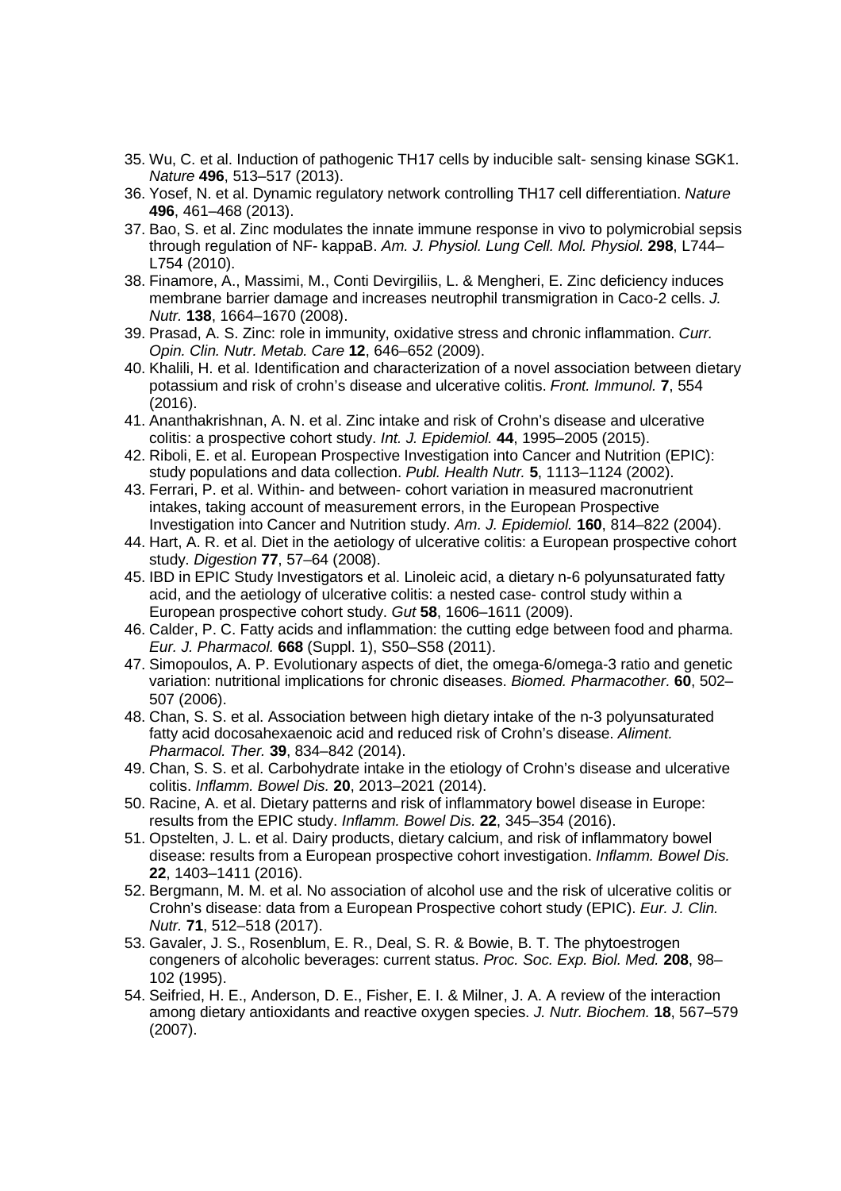35. Wu, C. et al. Induction of pathogenic TH17 cells by inducible salt- sensing kinase SGK1. *Nature* **496**, 513–517 (2013).
36. Yosef, N. et al. Dynamic regulatory network controlling TH17 cell differentiation. *Nature* **496**, 461–468 (2013).
37. Bao, S. et al. Zinc modulates the innate immune response in vivo to polymicrobial sepsis through regulation of NF- kappaB. *Am. J. Physiol. Lung Cell. Mol. Physiol.* **298**, L744–L754 (2010).
38. Finamore, A., Massimi, M., Conti Devirgiliis, L. & Mengheri, E. Zinc deficiency induces membrane barrier damage and increases neutrophil transmigration in Caco-2 cells. *J. Nutr.* **138**, 1664–1670 (2008).
39. Prasad, A. S. Zinc: role in immunity, oxidative stress and chronic inflammation. *Curr. Opin. Clin. Nutr. Metab. Care* **12**, 646–652 (2009).
40. Khalili, H. et al. Identification and characterization of a novel association between dietary potassium and risk of crohn's disease and ulcerative colitis. *Front. Immunol.* **7**, 554 (2016).
41. Ananthakrishnan, A. N. et al. Zinc intake and risk of Crohn's disease and ulcerative colitis: a prospective cohort study. *Int. J. Epidemiol.* **44**, 1995–2005 (2015).
42. Riboli, E. et al. European Prospective Investigation into Cancer and Nutrition (EPIC): study populations and data collection. *Publ. Health Nutr.* **5**, 1113–1124 (2002).
43. Ferrari, P. et al. Within- and between- cohort variation in measured macronutrient intakes, taking account of measurement errors, in the European Prospective Investigation into Cancer and Nutrition study. *Am. J. Epidemiol.* **160**, 814–822 (2004).
44. Hart, A. R. et al. Diet in the aetiology of ulcerative colitis: a European prospective cohort study. *Digestion* **77**, 57–64 (2008).
45. IBD in EPIC Study Investigators et al. Linoleic acid, a dietary n-6 polyunsaturated fatty acid, and the aetiology of ulcerative colitis: a nested case- control study within a European prospective cohort study. *Gut* **58**, 1606–1611 (2009).
46. Calder, P. C. Fatty acids and inflammation: the cutting edge between food and pharma. *Eur. J. Pharmacol.* **668** (Suppl. 1), S50–S58 (2011).
47. Simopoulos, A. P. Evolutionary aspects of diet, the omega-6/omega-3 ratio and genetic variation: nutritional implications for chronic diseases. *Biomed. Pharmacother.* **60**, 502–507 (2006).
48. Chan, S. S. et al. Association between high dietary intake of the n-3 polyunsaturated fatty acid docosahexaenoic acid and reduced risk of Crohn's disease. *Aliment. Pharmacol. Ther.* **39**, 834–842 (2014).
49. Chan, S. S. et al. Carbohydrate intake in the etiology of Crohn's disease and ulcerative colitis. *Inflamm. Bowel Dis.* **20**, 2013–2021 (2014).
50. Racine, A. et al. Dietary patterns and risk of inflammatory bowel disease in Europe: results from the EPIC study. *Inflamm. Bowel Dis.* **22**, 345–354 (2016).
51. Opstelten, J. L. et al. Dairy products, dietary calcium, and risk of inflammatory bowel disease: results from a European prospective cohort investigation. *Inflamm. Bowel Dis.* **22**, 1403–1411 (2016).
52. Bergmann, M. M. et al. No association of alcohol use and the risk of ulcerative colitis or Crohn's disease: data from a European Prospective cohort study (EPIC). *Eur. J. Clin. Nutr.* **71**, 512–518 (2017).
53. Gavaler, J. S., Rosenblum, E. R., Deal, S. R. & Bowie, B. T. The phytoestrogen congeners of alcoholic beverages: current status. *Proc. Soc. Exp. Biol. Med.* **208**, 98–102 (1995).
54. Seifried, H. E., Anderson, D. E., Fisher, E. I. & Milner, J. A. A review of the interaction among dietary antioxidants and reactive oxygen species. *J. Nutr. Biochem.* **18**, 567–579 (2007).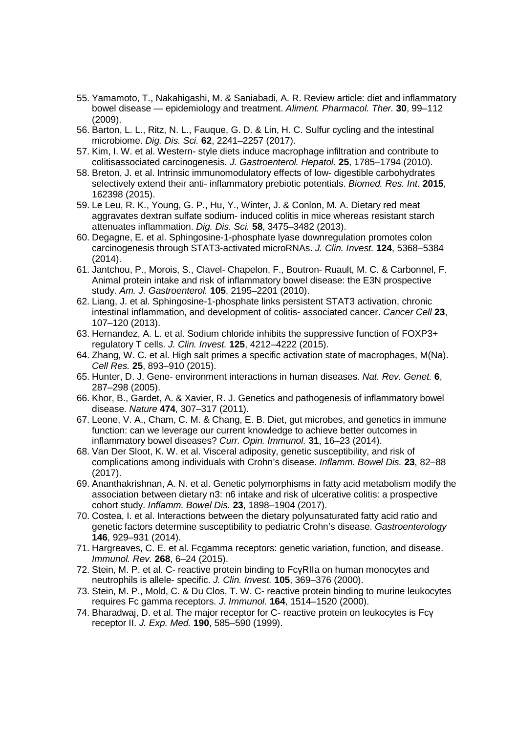55. Yamamoto, T., Nakahigashi, M. & Saniabadi, A. R. Review article: diet and inflammatory bowel disease — epidemiology and treatment. *Aliment. Pharmacol. Ther.* **30**, 99–112 (2009).
56. Barton, L. L., Ritz, N. L., Fauque, G. D. & Lin, H. C. Sulfur cycling and the intestinal microbiome. *Dig. Dis. Sci.* **62**, 2241–2257 (2017).
57. Kim, I. W. et al. Western- style diets induce macrophage infiltration and contribute to colitisassociated carcinogenesis. *J. Gastroenterol. Hepatol.* **25**, 1785–1794 (2010).
58. Breton, J. et al. Intrinsic immunomodulatory effects of low- digestible carbohydrates selectively extend their anti- inflammatory prebiotic potentials. *Biomed. Res. Int.* **2015**, 162398 (2015).
59. Le Leu, R. K., Young, G. P., Hu, Y., Winter, J. & Conlon, M. A. Dietary red meat aggravates dextran sulfate sodium- induced colitis in mice whereas resistant starch attenuates inflammation. *Dig. Dis. Sci.* **58**, 3475–3482 (2013).
60. Degagne, E. et al. Sphingosine-1-phosphate lyase downregulation promotes colon carcinogenesis through STAT3-activated microRNAs. *J. Clin. Invest.* **124**, 5368–5384 (2014).
61. Jantchou, P., Morois, S., Clavel- Chapelon, F., Boutron- Ruault, M. C. & Carbonnel, F. Animal protein intake and risk of inflammatory bowel disease: the E3N prospective study. *Am. J. Gastroenterol.* **105**, 2195–2201 (2010).
62. Liang, J. et al. Sphingosine-1-phosphate links persistent STAT3 activation, chronic intestinal inflammation, and development of colitis- associated cancer. *Cancer Cell* **23**, 107–120 (2013).
63. Hernandez, A. L. et al. Sodium chloride inhibits the suppressive function of FOXP3+ regulatory T cells. *J. Clin. Invest.* **125**, 4212–4222 (2015).
64. Zhang, W. C. et al. High salt primes a specific activation state of macrophages, M(Na). *Cell Res.* **25**, 893–910 (2015).
65. Hunter, D. J. Gene- environment interactions in human diseases. *Nat. Rev. Genet.* **6**, 287–298 (2005).
66. Khor, B., Gardet, A. & Xavier, R. J. Genetics and pathogenesis of inflammatory bowel disease. *Nature* **474**, 307–317 (2011).
67. Leone, V. A., Cham, C. M. & Chang, E. B. Diet, gut microbes, and genetics in immune function: can we leverage our current knowledge to achieve better outcomes in inflammatory bowel diseases? *Curr. Opin. Immunol.* **31**, 16–23 (2014).
68. Van Der Sloot, K. W. et al. Visceral adiposity, genetic susceptibility, and risk of complications among individuals with Crohn's disease. *Inflamm. Bowel Dis.* **23**, 82–88 (2017).
69. Ananthakrishnan, A. N. et al. Genetic polymorphisms in fatty acid metabolism modify the association between dietary n3: n6 intake and risk of ulcerative colitis: a prospective cohort study. *Inflamm. Bowel Dis.* **23**, 1898–1904 (2017).
70. Costea, I. et al. Interactions between the dietary polyunsaturated fatty acid ratio and genetic factors determine susceptibility to pediatric Crohn's disease. *Gastroenterology* **146**, 929–931 (2014).
71. Hargreaves, C. E. et al. Fcgamma receptors: genetic variation, function, and disease. *Immunol. Rev.* **268**, 6–24 (2015).
72. Stein, M. P. et al. C- reactive protein binding to FcγRIIa on human monocytes and neutrophils is allele- specific. *J. Clin. Invest.* **105**, 369–376 (2000).
73. Stein, M. P., Mold, C. & Du Clos, T. W. C- reactive protein binding to murine leukocytes requires Fc gamma receptors. *J. Immunol.* **164**, 1514–1520 (2000).
74. Bharadwaj, D. et al. The major receptor for C- reactive protein on leukocytes is Fcγ receptor II. *J. Exp. Med.* **190**, 585–590 (1999).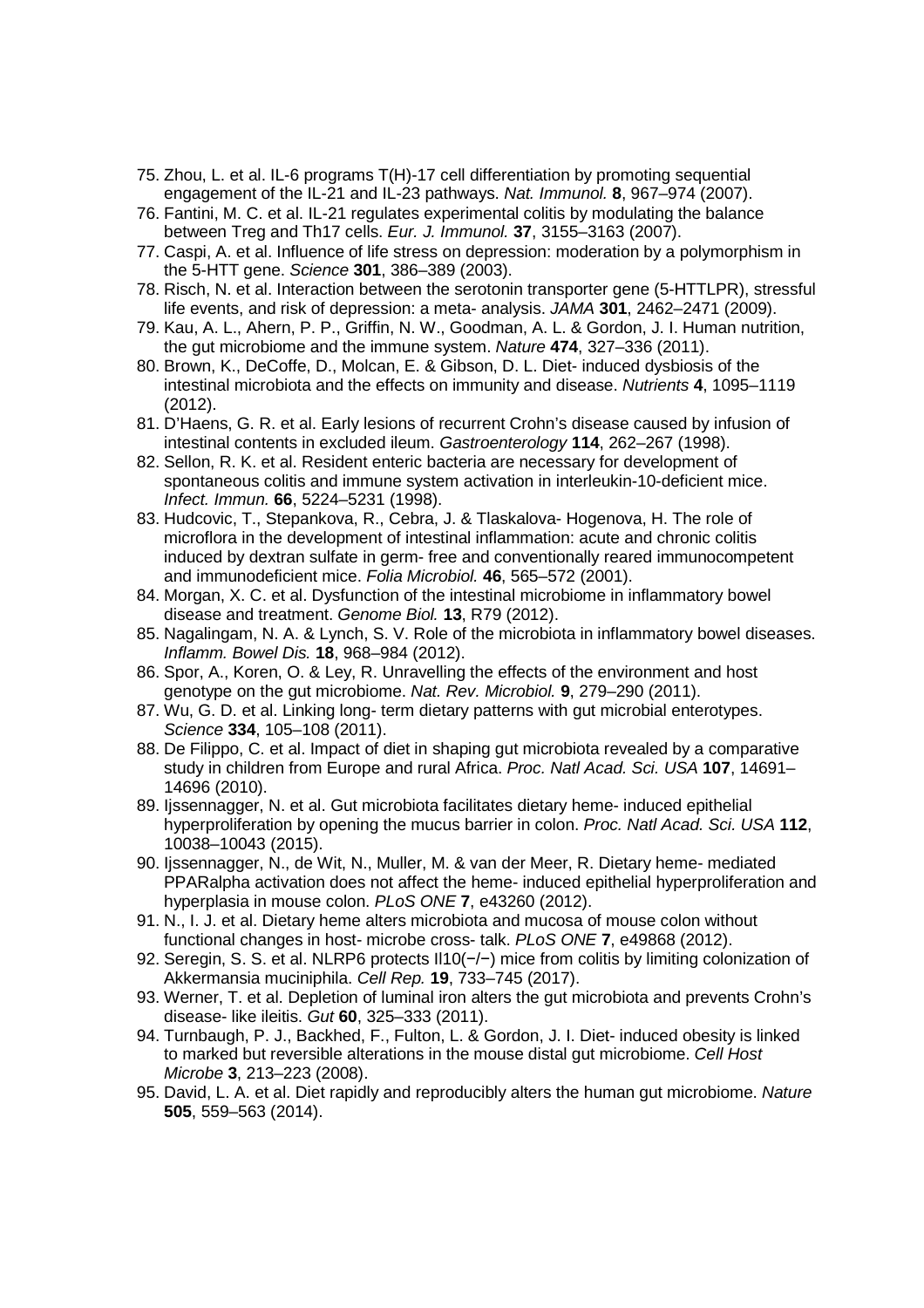75. Zhou, L. et al. IL-6 programs T(H)-17 cell differentiation by promoting sequential engagement of the IL-21 and IL-23 pathways. *Nat. Immunol.* **8**, 967–974 (2007).
76. Fantini, M. C. et al. IL-21 regulates experimental colitis by modulating the balance between Treg and Th17 cells. *Eur. J. Immunol.* **37**, 3155–3163 (2007).
77. Caspi, A. et al. Influence of life stress on depression: moderation by a polymorphism in the 5-HTT gene. *Science* **301**, 386–389 (2003).
78. Risch, N. et al. Interaction between the serotonin transporter gene (5-HTTLPR), stressful life events, and risk of depression: a meta- analysis. *JAMA* **301**, 2462–2471 (2009).
79. Kau, A. L., Ahern, P. P., Griffin, N. W., Goodman, A. L. & Gordon, J. I. Human nutrition, the gut microbiome and the immune system. *Nature* **474**, 327–336 (2011).
80. Brown, K., DeCoffe, D., Molcan, E. & Gibson, D. L. Diet- induced dysbiosis of the intestinal microbiota and the effects on immunity and disease. *Nutrients* **4**, 1095–1119 (2012).
81. D'Haens, G. R. et al. Early lesions of recurrent Crohn's disease caused by infusion of intestinal contents in excluded ileum. *Gastroenterology* **114**, 262–267 (1998).
82. Sellon, R. K. et al. Resident enteric bacteria are necessary for development of spontaneous colitis and immune system activation in interleukin-10-deficient mice. *Infect. Immun.* **66**, 5224–5231 (1998).
83. Hudcovic, T., Stepankova, R., Cebra, J. & Tlaskalova- Hogenova, H. The role of microflora in the development of intestinal inflammation: acute and chronic colitis induced by dextran sulfate in germ- free and conventionally reared immunocompetent and immunodeficient mice. *Folia Microbiol.* **46**, 565–572 (2001).
84. Morgan, X. C. et al. Dysfunction of the intestinal microbiome in inflammatory bowel disease and treatment. *Genome Biol.* **13**, R79 (2012).
85. Nagalingam, N. A. & Lynch, S. V. Role of the microbiota in inflammatory bowel diseases. *Inflamm. Bowel Dis.* **18**, 968–984 (2012).
86. Spor, A., Koren, O. & Ley, R. Unravelling the effects of the environment and host genotype on the gut microbiome. *Nat. Rev. Microbiol.* **9**, 279–290 (2011).
87. Wu, G. D. et al. Linking long- term dietary patterns with gut microbial enterotypes. *Science* **334**, 105–108 (2011).
88. De Filippo, C. et al. Impact of diet in shaping gut microbiota revealed by a comparative study in children from Europe and rural Africa. *Proc. Natl Acad. Sci. USA* **107**, 14691–14696 (2010).
89. Ijssennagger, N. et al. Gut microbiota facilitates dietary heme- induced epithelial hyperproliferation by opening the mucus barrier in colon. *Proc. Natl Acad. Sci. USA* **112**, 10038–10043 (2015).
90. Ijssennagger, N., de Wit, N., Muller, M. & van der Meer, R. Dietary heme- mediated PPARalpha activation does not affect the heme- induced epithelial hyperproliferation and hyperplasia in mouse colon. *PLoS ONE* **7**, e43260 (2012).
91. N., I. J. et al. Dietary heme alters microbiota and mucosa of mouse colon without functional changes in host- microbe cross- talk. *PLoS ONE* **7**, e49868 (2012).
92. Seregin, S. S. et al. NLRP6 protects Il10(−/−) mice from colitis by limiting colonization of Akkermansia muciniphila. *Cell Rep.* **19**, 733–745 (2017).
93. Werner, T. et al. Depletion of luminal iron alters the gut microbiota and prevents Crohn's disease- like ileitis. *Gut* **60**, 325–333 (2011).
94. Turnbaugh, P. J., Backhed, F., Fulton, L. & Gordon, J. I. Diet- induced obesity is linked to marked but reversible alterations in the mouse distal gut microbiome. *Cell Host Microbe* **3**, 213–223 (2008).
95. David, L. A. et al. Diet rapidly and reproducibly alters the human gut microbiome. *Nature* **505**, 559–563 (2014).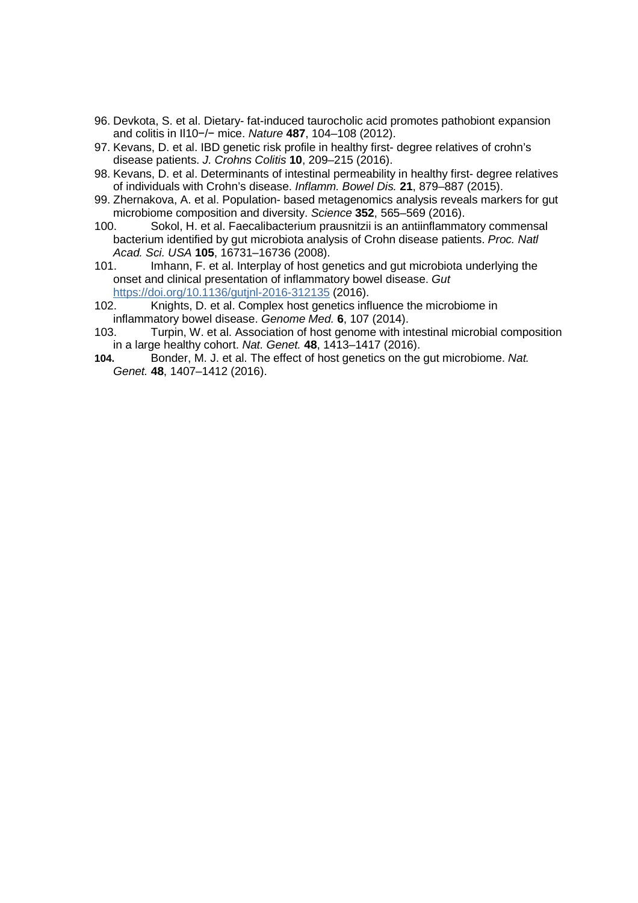96. Devkota, S. et al. Dietary- fat-induced taurocholic acid promotes pathobiont expansion and colitis in Il10−/− mice. *Nature* **487**, 104–108 (2012).
97. Kevans, D. et al. IBD genetic risk profile in healthy first- degree relatives of crohn's disease patients. *J. Crohns Colitis* **10**, 209–215 (2016).
98. Kevans, D. et al. Determinants of intestinal permeability in healthy first- degree relatives of individuals with Crohn's disease. *Inflamm. Bowel Dis.* **21**, 879–887 (2015).
99. Zhernakova, A. et al. Population- based metagenomics analysis reveals markers for gut microbiome composition and diversity. *Science* **352**, 565–569 (2016).
100. Sokol, H. et al. Faecalibacterium prausnitzii is an antiinflammatory commensal bacterium identified by gut microbiota analysis of Crohn disease patients. *Proc. Natl Acad. Sci. USA* **105**, 16731–16736 (2008).
101. Imhann, F. et al. Interplay of host genetics and gut microbiota underlying the onset and clinical presentation of inflammatory bowel disease. *Gut* https://doi.org/10.1136/gutjnl-2016-312135 (2016).
102. Knights, D. et al. Complex host genetics influence the microbiome in inflammatory bowel disease. *Genome Med.* **6**, 107 (2014).
103. Turpin, W. et al. Association of host genome with intestinal microbial composition in a large healthy cohort. *Nat. Genet.* **48**, 1413–1417 (2016).
104. Bonder, M. J. et al. The effect of host genetics on the gut microbiome. *Nat. Genet.* **48**, 1407–1412 (2016).